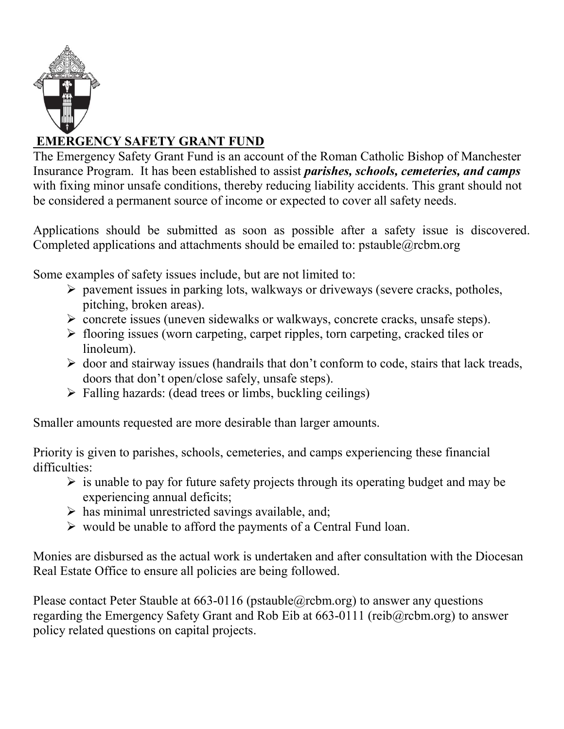# EMERGENCY SAFETY GRANT FUND

The Emergency Safety Grant Fund is an account of the Roman Catholic Bishop of Manchester Insurance Program. It has been established to assist ***parishes, schools, cemeteries, and camps*** with fixing minor unsafe conditions, thereby reducing liability accidents. This grant should not be considered a permanent source of income or expected to cover all safety needs.

Applications should be submitted as soon as possible after a safety issue is discovered. Completed applications and attachments should be emailed to: pstauble@rcbm.org

Some examples of safety issues include, but are not limited to:

- pavement issues in parking lots, walkways or driveways (severe cracks, potholes, pitching, broken areas).
- concrete issues (uneven sidewalks or walkways, concrete cracks, unsafe steps).
- flooring issues (worn carpeting, carpet ripples, torn carpeting, cracked tiles or linoleum).
- door and stairway issues (handrails that don't conform to code, stairs that lack treads, doors that don't open/close safely, unsafe steps).
- Falling hazards: (dead trees or limbs, buckling ceilings)

Smaller amounts requested are more desirable than larger amounts.

Priority is given to parishes, schools, cemeteries, and camps experiencing these financial difficulties:

- is unable to pay for future safety projects through its operating budget and may be experiencing annual deficits;
- has minimal unrestricted savings available, and;
- would be unable to afford the payments of a Central Fund loan.

Monies are disbursed as the actual work is undertaken and after consultation with the Diocesan Real Estate Office to ensure all policies are being followed.

Please contact Peter Stauble at 663-0116 (pstauble@rcbm.org) to answer any questions regarding the Emergency Safety Grant and Rob Eib at 663-0111 (reib@rcbm.org) to answer policy related questions on capital projects.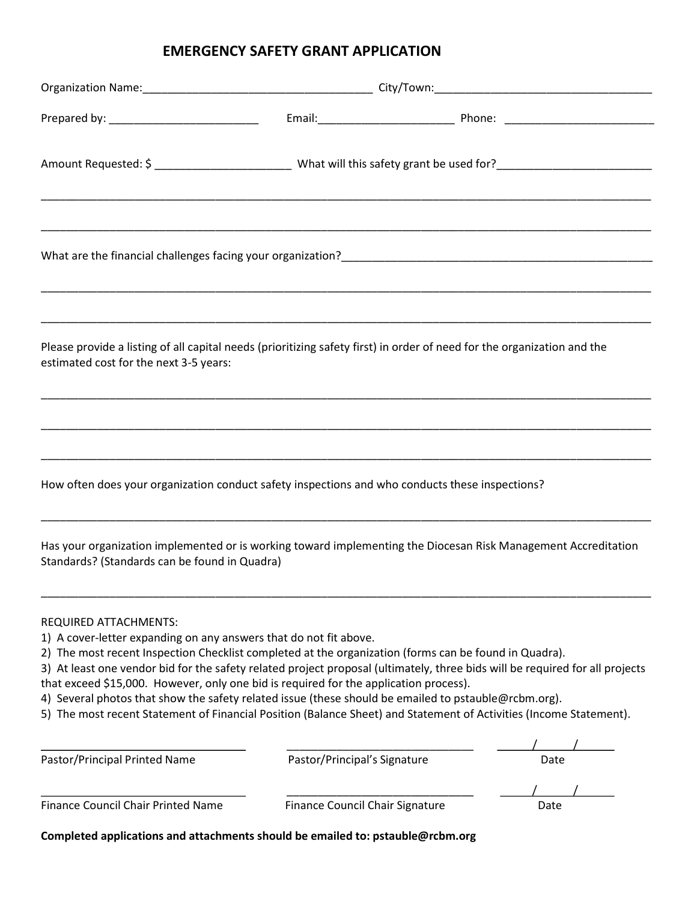# EMERGENCY SAFETY GRANT APPLICATION

Organization Name:____________________________________ City/Town:__________________________________

Prepared by: ________________________ Email:_____________________ Phone: ________________________

Amount Requested: $ _____________________ What will this safety grant be used for?________________________

_______________________________________________________________________________________________

_______________________________________________________________________________________________

What are the financial challenges facing your organization?__________________________________________________

_______________________________________________________________________________________________

_______________________________________________________________________________________________

Please provide a listing of all capital needs (prioritizing safety first) in order of need for the organization and the estimated cost for the next 3-5 years:

_______________________________________________________________________________________________

_______________________________________________________________________________________________

_______________________________________________________________________________________________

How often does your organization conduct safety inspections and who conducts these inspections?

_______________________________________________________________________________________________

Has your organization implemented or is working toward implementing the Diocesan Risk Management Accreditation Standards? (Standards can be found in Quadra)

_______________________________________________________________________________________________

REQUIRED ATTACHMENTS:

1) A cover-letter expanding on any answers that do not fit above.
2) The most recent Inspection Checklist completed at the organization (forms can be found in Quadra).
3) At least one vendor bid for the safety related project proposal (ultimately, three bids will be required for all projects that exceed $15,000. However, only one bid is required for the application process).
4) Several photos that show the safety related issue (these should be emailed to pstauble@rcbm.org).
5) The most recent Statement of Financial Position (Balance Sheet) and Statement of Activities (Income Statement).

_________________________________ ______________________________ _____/_____/_____

Pastor/Principal Printed Name Pastor/Principal's Signature Date

_________________________________ ______________________________ _____/_____/_____

Finance Council Chair Printed Name Finance Council Chair Signature Date

**Completed applications and attachments should be emailed to: pstauble@rcbm.org**